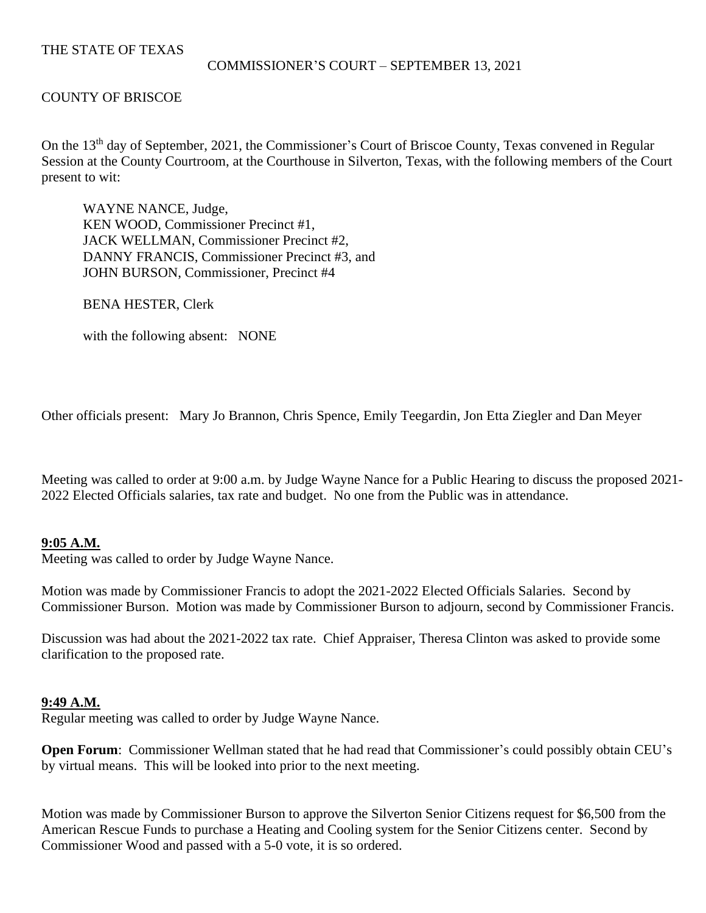THE STATE OF TEXAS

COMMISSIONER'S COURT – SEPTEMBER 13, 2021

COUNTY OF BRISCOE

On the 13th day of September, 2021, the Commissioner's Court of Briscoe County, Texas convened in Regular Session at the County Courtroom, at the Courthouse in Silverton, Texas, with the following members of the Court present to wit:

WAYNE NANCE, Judge,
KEN WOOD, Commissioner Precinct #1,
JACK WELLMAN, Commissioner Precinct #2,
DANNY FRANCIS, Commissioner Precinct #3, and
JOHN BURSON, Commissioner, Precinct #4

BENA HESTER, Clerk

with the following absent: NONE

Other officials present: Mary Jo Brannon, Chris Spence, Emily Teegardin, Jon Etta Ziegler and Dan Meyer

Meeting was called to order at 9:00 a.m. by Judge Wayne Nance for a Public Hearing to discuss the proposed 2021-2022 Elected Officials salaries, tax rate and budget. No one from the Public was in attendance.

**9:05 A.M.**

Meeting was called to order by Judge Wayne Nance.

Motion was made by Commissioner Francis to adopt the 2021-2022 Elected Officials Salaries. Second by Commissioner Burson. Motion was made by Commissioner Burson to adjourn, second by Commissioner Francis.

Discussion was had about the 2021-2022 tax rate. Chief Appraiser, Theresa Clinton was asked to provide some clarification to the proposed rate.

**9:49 A.M.**

Regular meeting was called to order by Judge Wayne Nance.

**Open Forum**: Commissioner Wellman stated that he had read that Commissioner's could possibly obtain CEU's by virtual means. This will be looked into prior to the next meeting.

Motion was made by Commissioner Burson to approve the Silverton Senior Citizens request for $6,500 from the American Rescue Funds to purchase a Heating and Cooling system for the Senior Citizens center. Second by Commissioner Wood and passed with a 5-0 vote, it is so ordered.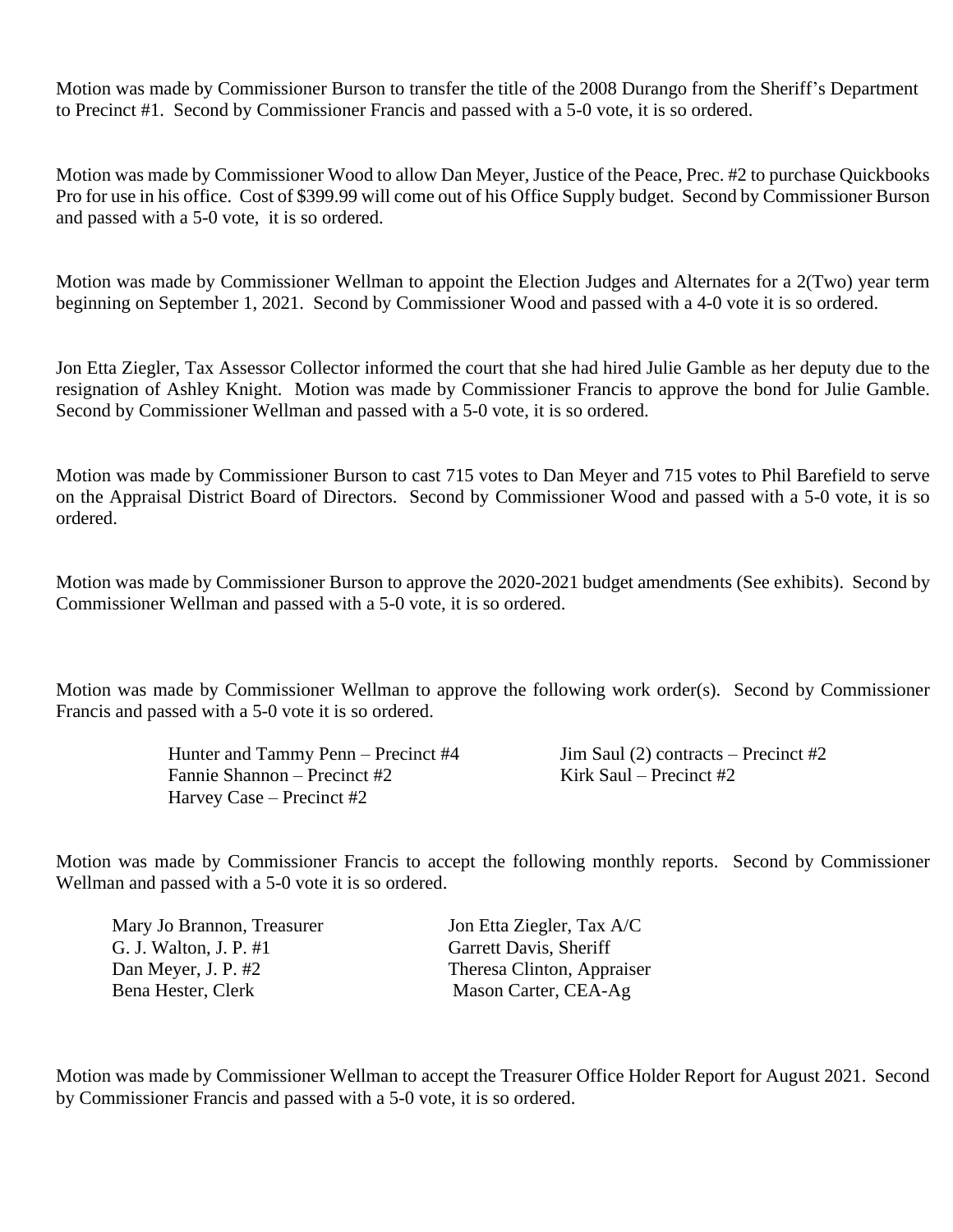Motion was made by Commissioner Burson to transfer the title of the 2008 Durango from the Sheriff's Department to Precinct #1. Second by Commissioner Francis and passed with a 5-0 vote, it is so ordered.

Motion was made by Commissioner Wood to allow Dan Meyer, Justice of the Peace, Prec. #2 to purchase Quickbooks Pro for use in his office. Cost of $399.99 will come out of his Office Supply budget. Second by Commissioner Burson and passed with a 5-0 vote, it is so ordered.

Motion was made by Commissioner Wellman to appoint the Election Judges and Alternates for a 2(Two) year term beginning on September 1, 2021. Second by Commissioner Wood and passed with a 4-0 vote it is so ordered.

Jon Etta Ziegler, Tax Assessor Collector informed the court that she had hired Julie Gamble as her deputy due to the resignation of Ashley Knight. Motion was made by Commissioner Francis to approve the bond for Julie Gamble. Second by Commissioner Wellman and passed with a 5-0 vote, it is so ordered.

Motion was made by Commissioner Burson to cast 715 votes to Dan Meyer and 715 votes to Phil Barefield to serve on the Appraisal District Board of Directors. Second by Commissioner Wood and passed with a 5-0 vote, it is so ordered.

Motion was made by Commissioner Burson to approve the 2020-2021 budget amendments (See exhibits). Second by Commissioner Wellman and passed with a 5-0 vote, it is so ordered.

Motion was made by Commissioner Wellman to approve the following work order(s). Second by Commissioner Francis and passed with a 5-0 vote it is so ordered.

- Hunter and Tammy Penn – Precinct #4
- Fannie Shannon – Precinct #2
- Harvey Case – Precinct #2
- Jim Saul (2) contracts – Precinct #2
- Kirk Saul – Precinct #2

Motion was made by Commissioner Francis to accept the following monthly reports. Second by Commissioner Wellman and passed with a 5-0 vote it is so ordered.

- Mary Jo Brannon, Treasurer
- G. J. Walton, J. P. #1
- Dan Meyer, J. P. #2
- Bena Hester, Clerk
- Jon Etta Ziegler, Tax A/C
- Garrett Davis, Sheriff
- Theresa Clinton, Appraiser
- Mason Carter, CEA-Ag

Motion was made by Commissioner Wellman to accept the Treasurer Office Holder Report for August 2021. Second by Commissioner Francis and passed with a 5-0 vote, it is so ordered.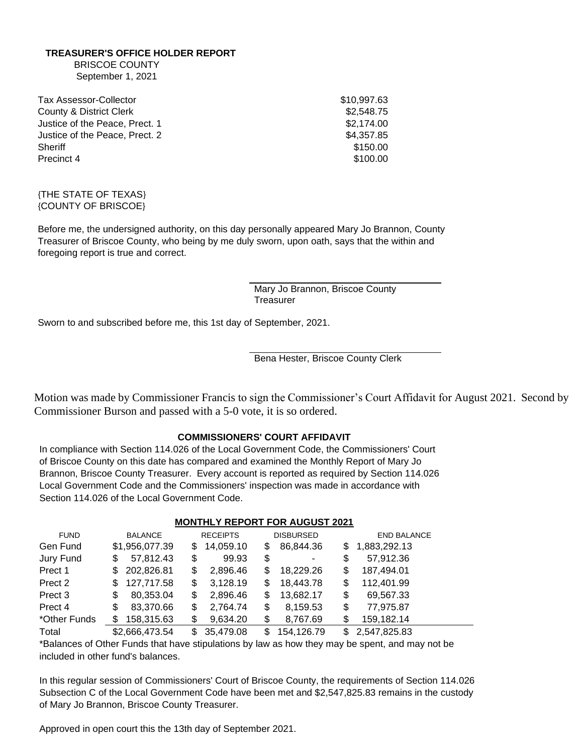**TREASURER'S OFFICE HOLDER REPORT**

BRISCOE COUNTY

September 1, 2021

| | |
|---|---|
| Tax Assessor-Collector | $10,997.63 |
| County & District Clerk | $2,548.75 |
| Justice of the Peace, Prect. 1 | $2,174.00 |
| Justice of the Peace, Prect. 2 | $4,357.85 |
| Sheriff | $150.00 |
| Precinct 4 | $100.00 |

{THE STATE OF TEXAS}
{COUNTY OF BRISCOE}

Before me, the undersigned authority, on this day personally appeared Mary Jo Brannon, County Treasurer of Briscoe County, who being by me duly sworn, upon oath, says that the within and foregoing report is true and correct.

Mary Jo Brannon, Briscoe County Treasurer

Sworn to and subscribed before me, this 1st day of September, 2021.

Bena Hester, Briscoe County Clerk

Motion was made by Commissioner Francis to sign the Commissioner's Court Affidavit for August 2021. Second by Commissioner Burson and passed with a 5-0 vote, it is so ordered.

**COMMISSIONERS' COURT AFFIDAVIT**

In compliance with Section 114.026 of the Local Government Code, the Commissioners' Court of Briscoe County on this date has compared and examined the Monthly Report of Mary Jo Brannon, Briscoe County Treasurer. Every account is reported as required by Section 114.026 Local Government Code and the Commissioners' inspection was made in accordance with Section 114.026 of the Local Government Code.

**MONTHLY REPORT FOR AUGUST 2021**

| FUND | BALANCE | RECEIPTS | DISBURSED | END BALANCE |
|---|---|---|---|---|
| Gen Fund | $1,956,077.39 | $ 14,059.10 | $ 86,844.36 | $ 1,883,292.13 |
| Jury Fund | $ 57,812.43 | $ 99.93 | $ - | $ 57,912.36 |
| Prect 1 | $ 202,826.81 | $ 2,896.46 | $ 18,229.26 | $ 187,494.01 |
| Prect 2 | $ 127,717.58 | $ 3,128.19 | $ 18,443.78 | $ 112,401.99 |
| Prect 3 | $ 80,353.04 | $ 2,896.46 | $ 13,682.17 | $ 69,567.33 |
| Prect 4 | $ 83,370.66 | $ 2,764.74 | $ 8,159.53 | $ 77,975.87 |
| *Other Funds | $ 158,315.63 | $ 9,634.20 | $ 8,767.69 | $ 159,182.14 |
| Total | $2,666,473.54 | $ 35,479.08 | $ 154,126.79 | $ 2,547,825.83 |

*Balances of Other Funds that have stipulations by law as how they may be spent, and may not be included in other fund's balances.

In this regular session of Commissioners' Court of Briscoe County, the requirements of Section 114.026 Subsection C of the Local Government Code have been met and $2,547,825.83 remains in the custody of Mary Jo Brannon, Briscoe County Treasurer.

Approved in open court this the 13th day of September 2021.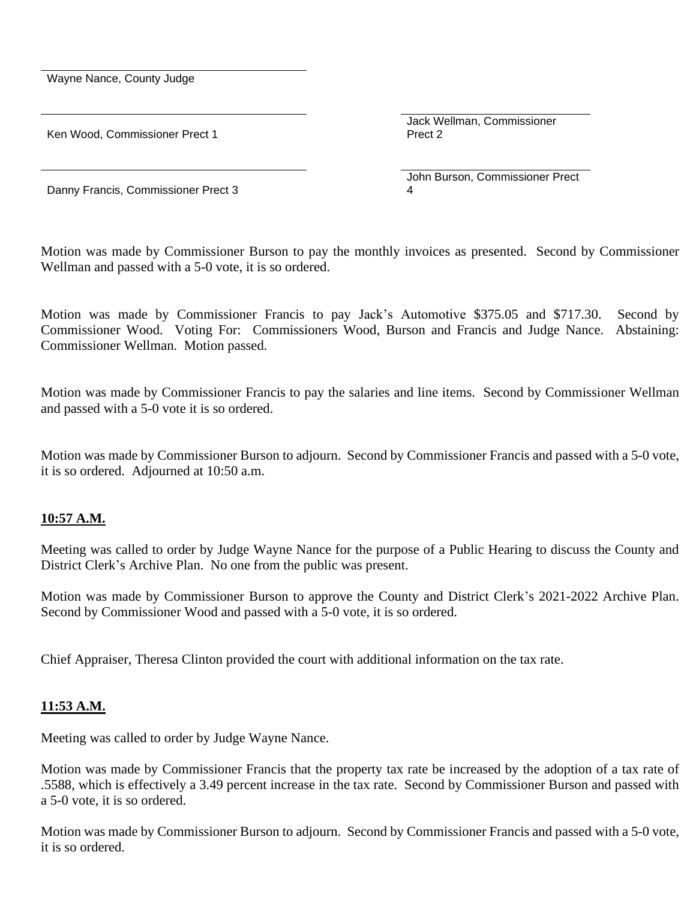Wayne Nance, County Judge

| | |
|---|---|
| Ken Wood, Commissioner Prect 1 | Jack Wellman, Commissioner Prect 2 |
| Danny Francis, Commissioner Prect 3 | John Burson, Commissioner Prect 4 |

Motion was made by Commissioner Burson to pay the monthly invoices as presented. Second by Commissioner Wellman and passed with a 5-0 vote, it is so ordered.

Motion was made by Commissioner Francis to pay Jack's Automotive $375.05 and $717.30. Second by Commissioner Wood. Voting For: Commissioners Wood, Burson and Francis and Judge Nance. Abstaining: Commissioner Wellman. Motion passed.

Motion was made by Commissioner Francis to pay the salaries and line items. Second by Commissioner Wellman and passed with a 5-0 vote it is so ordered.

Motion was made by Commissioner Burson to adjourn. Second by Commissioner Francis and passed with a 5-0 vote, it is so ordered. Adjourned at 10:50 a.m.

**10:57 A.M.**

Meeting was called to order by Judge Wayne Nance for the purpose of a Public Hearing to discuss the County and District Clerk's Archive Plan. No one from the public was present.

Motion was made by Commissioner Burson to approve the County and District Clerk's 2021-2022 Archive Plan. Second by Commissioner Wood and passed with a 5-0 vote, it is so ordered.

Chief Appraiser, Theresa Clinton provided the court with additional information on the tax rate.

**11:53 A.M.**

Meeting was called to order by Judge Wayne Nance.

Motion was made by Commissioner Francis that the property tax rate be increased by the adoption of a tax rate of .5588, which is effectively a 3.49 percent increase in the tax rate. Second by Commissioner Burson and passed with a 5-0 vote, it is so ordered.

Motion was made by Commissioner Burson to adjourn. Second by Commissioner Francis and passed with a 5-0 vote, it is so ordered.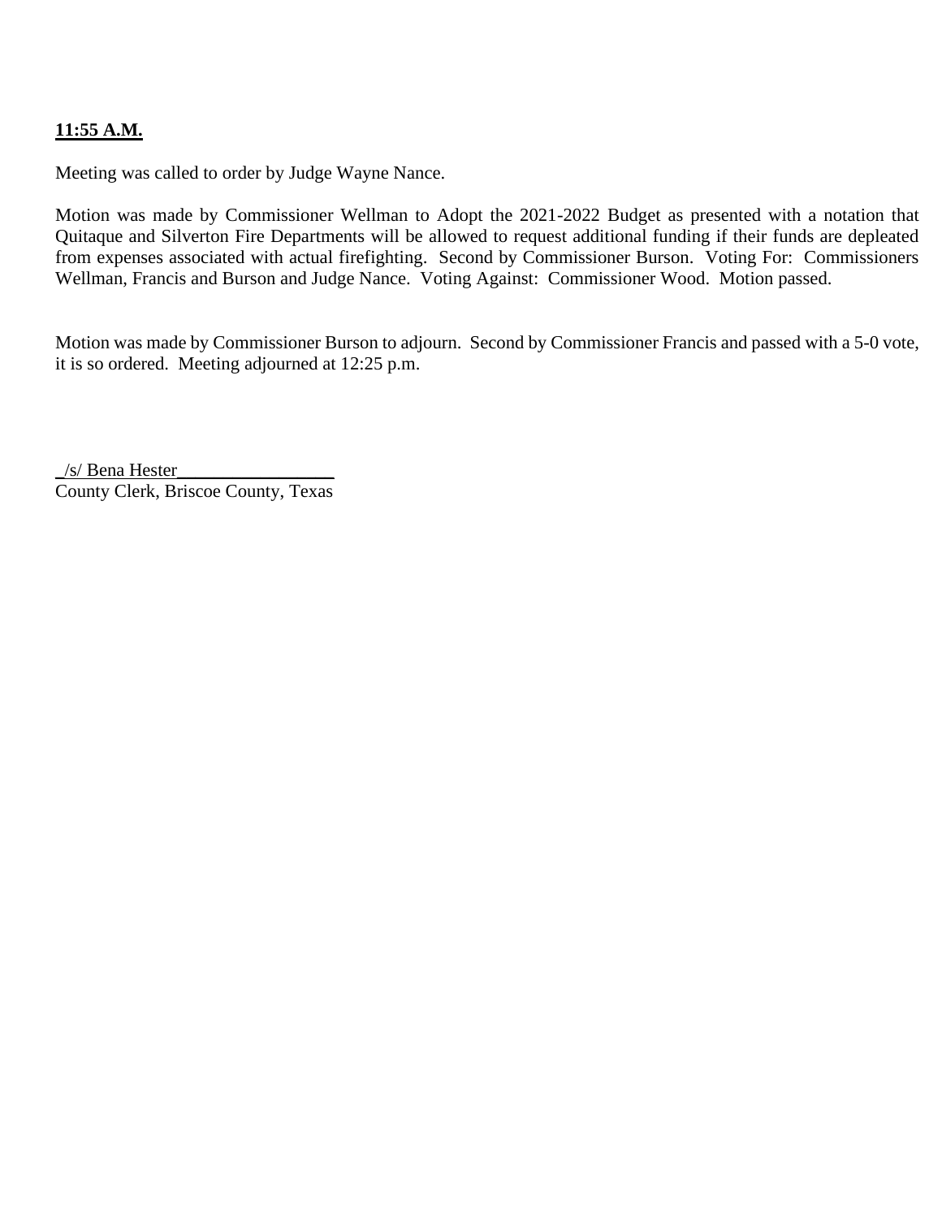**11:55 A.M.**

Meeting was called to order by Judge Wayne Nance.

Motion was made by Commissioner Wellman to Adopt the 2021-2022 Budget as presented with a notation that Quitaque and Silverton Fire Departments will be allowed to request additional funding if their funds are depleated from expenses associated with actual firefighting. Second by Commissioner Burson. Voting For: Commissioners Wellman, Francis and Burson and Judge Nance. Voting Against: Commissioner Wood. Motion passed.

Motion was made by Commissioner Burson to adjourn. Second by Commissioner Francis and passed with a 5-0 vote, it is so ordered. Meeting adjourned at 12:25 p.m.

_/s/ Bena Hester_________________
County Clerk, Briscoe County, Texas